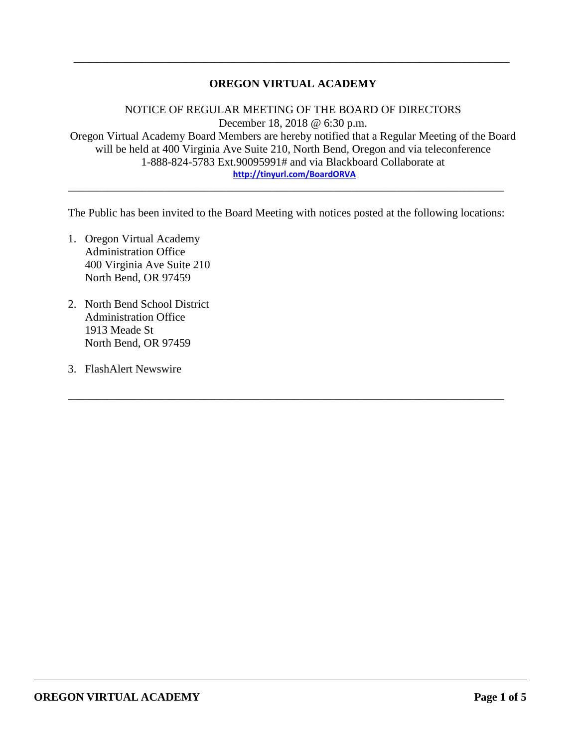# OREGON VIRTUAL ACADEMY

NOTICE OF REGULAR MEETING OF THE BOARD OF DIRECTORS
December 18, 2018 @ 6:30 p.m.
Oregon Virtual Academy Board Members are hereby notified that a Regular Meeting of the Board will be held at 400 Virginia Ave Suite 210, North Bend, Oregon and via teleconference 1-888-824-5783 Ext.90095991# and via Blackboard Collaborate at
http://tinyurl.com/BoardORVA

---

The Public has been invited to the Board Meeting with notices posted at the following locations:

1. Oregon Virtual Academy
   Administration Office
   400 Virginia Ave Suite 210
   North Bend, OR 97459

2. North Bend School District
   Administration Office
   1913 Meade St
   North Bend, OR 97459

3. FlashAlert Newswire

---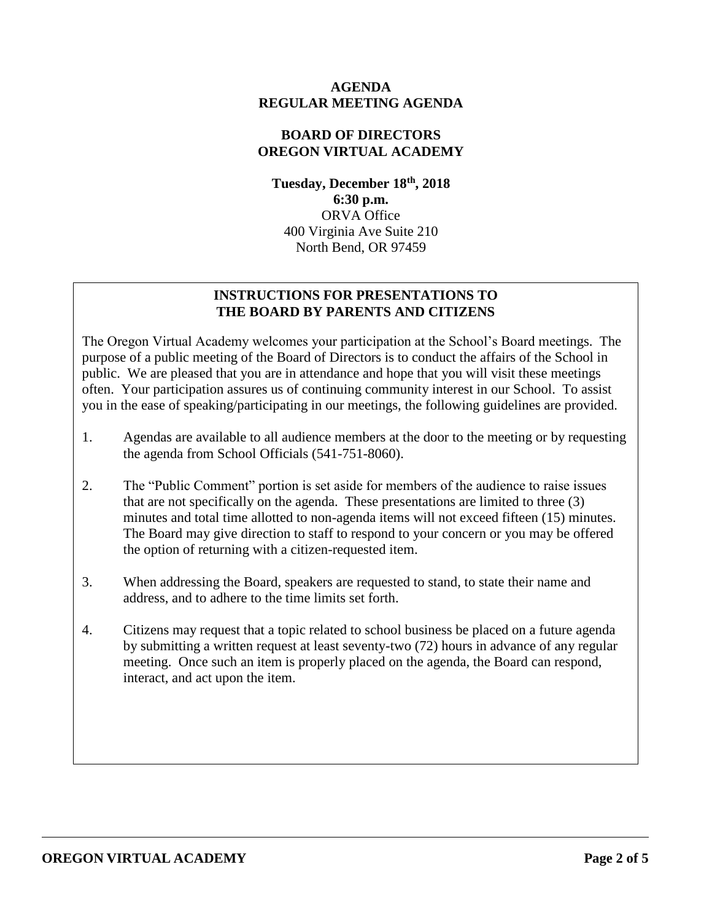**AGENDA**
**REGULAR MEETING AGENDA**

**BOARD OF DIRECTORS**
**OREGON VIRTUAL ACADEMY**

**Tuesday, December 18th, 2018**
**6:30 p.m.**
ORVA Office
400 Virginia Ave Suite 210
North Bend, OR 97459

## INSTRUCTIONS FOR PRESENTATIONS TO THE BOARD BY PARENTS AND CITIZENS

The Oregon Virtual Academy welcomes your participation at the School's Board meetings. The purpose of a public meeting of the Board of Directors is to conduct the affairs of the School in public. We are pleased that you are in attendance and hope that you will visit these meetings often. Your participation assures us of continuing community interest in our School. To assist you in the ease of speaking/participating in our meetings, the following guidelines are provided.

1. Agendas are available to all audience members at the door to the meeting or by requesting the agenda from School Officials (541-751-8060).
2. The "Public Comment" portion is set aside for members of the audience to raise issues that are not specifically on the agenda. These presentations are limited to three (3) minutes and total time allotted to non-agenda items will not exceed fifteen (15) minutes. The Board may give direction to staff to respond to your concern or you may be offered the option of returning with a citizen-requested item.
3. When addressing the Board, speakers are requested to stand, to state their name and address, and to adhere to the time limits set forth.
4. Citizens may request that a topic related to school business be placed on a future agenda by submitting a written request at least seventy-two (72) hours in advance of any regular meeting. Once such an item is properly placed on the agenda, the Board can respond, interact, and act upon the item.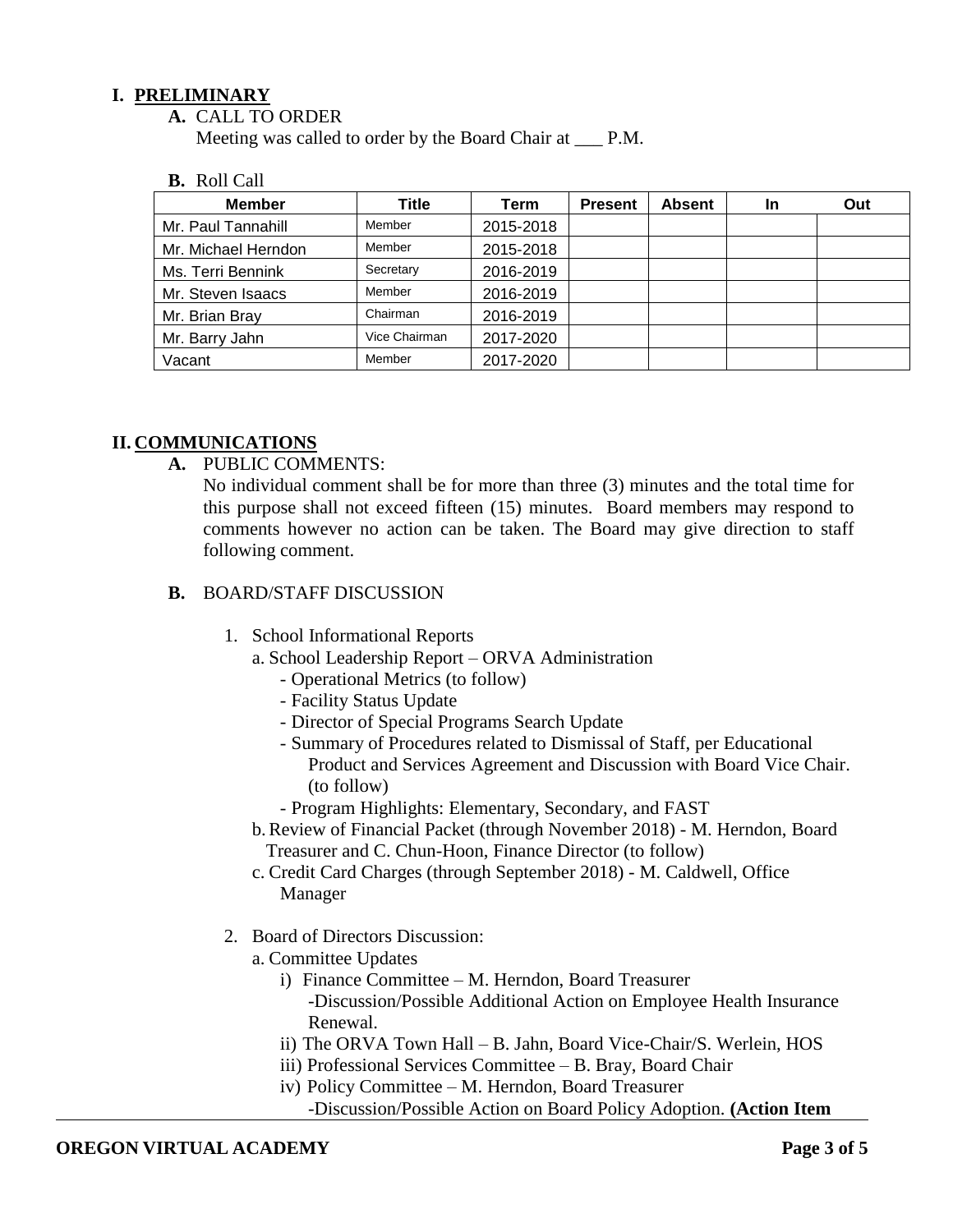## I. PRELIMINARY

**A.** CALL TO ORDER

Meeting was called to order by the Board Chair at ___ P.M.

**B.** Roll Call

| Member | Title | Term | Present | Absent | In | Out |
|---|---|---|---|---|---|---|
| Mr. Paul Tannahill | Member | 2015-2018 | | | | |
| Mr. Michael Herndon | Member | 2015-2018 | | | | |
| Ms. Terri Bennink | Secretary | 2016-2019 | | | | |
| Mr. Steven Isaacs | Member | 2016-2019 | | | | |
| Mr. Brian Bray | Chairman | 2016-2019 | | | | |
| Mr. Barry Jahn | Vice Chairman | 2017-2020 | | | | |
| Vacant | Member | 2017-2020 | | | | |

## II. COMMUNICATIONS

**A.** PUBLIC COMMENTS:

No individual comment shall be for more than three (3) minutes and the total time for this purpose shall not exceed fifteen (15) minutes. Board members may respond to comments however no action can be taken. The Board may give direction to staff following comment.

**B.** BOARD/STAFF DISCUSSION

1. School Informational Reports
   a. School Leadership Report – ORVA Administration
      - Operational Metrics (to follow)
      - Facility Status Update
      - Director of Special Programs Search Update
      - Summary of Procedures related to Dismissal of Staff, per Educational Product and Services Agreement and Discussion with Board Vice Chair. (to follow)
      - Program Highlights: Elementary, Secondary, and FAST

   b. Review of Financial Packet (through November 2018) - M. Herndon, Board Treasurer and C. Chun-Hoon, Finance Director (to follow)

   c. Credit Card Charges (through September 2018) - M. Caldwell, Office Manager

2. Board of Directors Discussion:
   a. Committee Updates
      i) Finance Committee – M. Herndon, Board Treasurer
         -Discussion/Possible Additional Action on Employee Health Insurance Renewal.
      ii) The ORVA Town Hall – B. Jahn, Board Vice-Chair/S. Werlein, HOS
      iii) Professional Services Committee – B. Bray, Board Chair
      iv) Policy Committee – M. Herndon, Board Treasurer
         -Discussion/Possible Action on Board Policy Adoption. **(Action Item**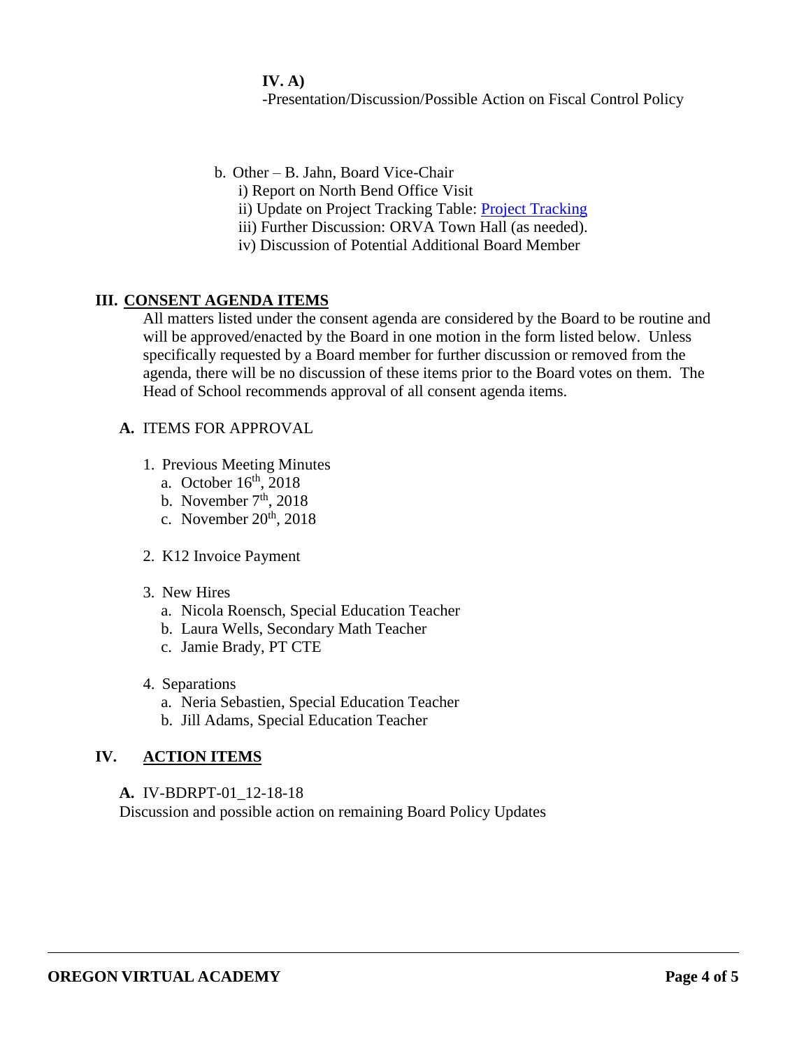**IV. A)**
-Presentation/Discussion/Possible Action on Fiscal Control Policy

b. Other – B. Jahn, Board Vice-Chair
   i) Report on North Bend Office Visit
   ii) Update on Project Tracking Table: [Project Tracking]
   iii) Further Discussion: ORVA Town Hall (as needed).
   iv) Discussion of Potential Additional Board Member

## III. CONSENT AGENDA ITEMS

All matters listed under the consent agenda are considered by the Board to be routine and will be approved/enacted by the Board in one motion in the form listed below. Unless specifically requested by a Board member for further discussion or removed from the agenda, there will be no discussion of these items prior to the Board votes on them. The Head of School recommends approval of all consent agenda items.

**A.** ITEMS FOR APPROVAL

1. Previous Meeting Minutes
   a. October 16th, 2018
   b. November 7th, 2018
   c. November 20th, 2018

2. K12 Invoice Payment

3. New Hires
   a. Nicola Roensch, Special Education Teacher
   b. Laura Wells, Secondary Math Teacher
   c. Jamie Brady, PT CTE

4. Separations
   a. Neria Sebastien, Special Education Teacher
   b. Jill Adams, Special Education Teacher

## IV. ACTION ITEMS

**A.** IV-BDRPT-01_12-18-18
Discussion and possible action on remaining Board Policy Updates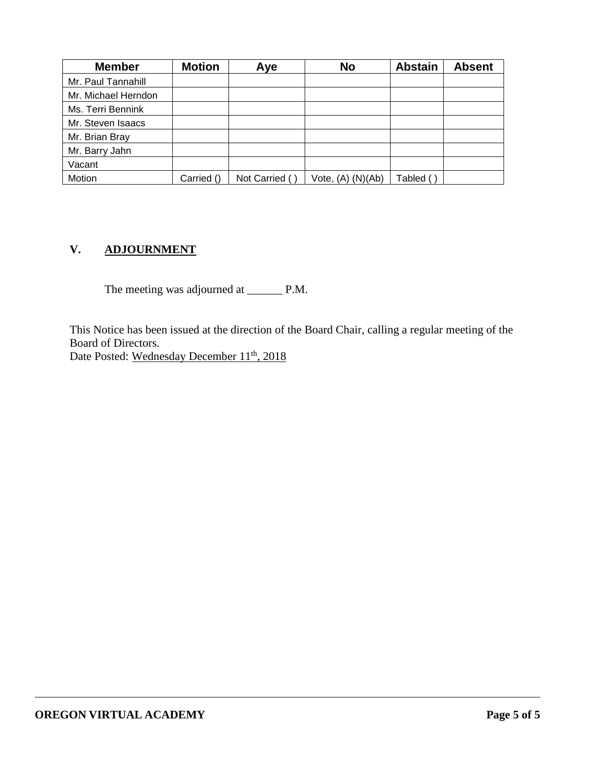| Member | Motion | Aye | No | Abstain | Absent |
| --- | --- | --- | --- | --- | --- |
| Mr. Paul Tannahill | | | | | |
| Mr. Michael Herndon | | | | | |
| Ms. Terri Bennink | | | | | |
| Mr. Steven Isaacs | | | | | |
| Mr. Brian Bray | | | | | |
| Mr. Barry Jahn | | | | | |
| Vacant | | | | | |
| Motion | Carried () | Not Carried ( ) | Vote, (A) (N)(Ab) | Tabled ( ) | |

## V. ADJOURNMENT

The meeting was adjourned at ______ P.M.

This Notice has been issued at the direction of the Board Chair, calling a regular meeting of the Board of Directors.
Date Posted: Wednesday December 11th, 2018